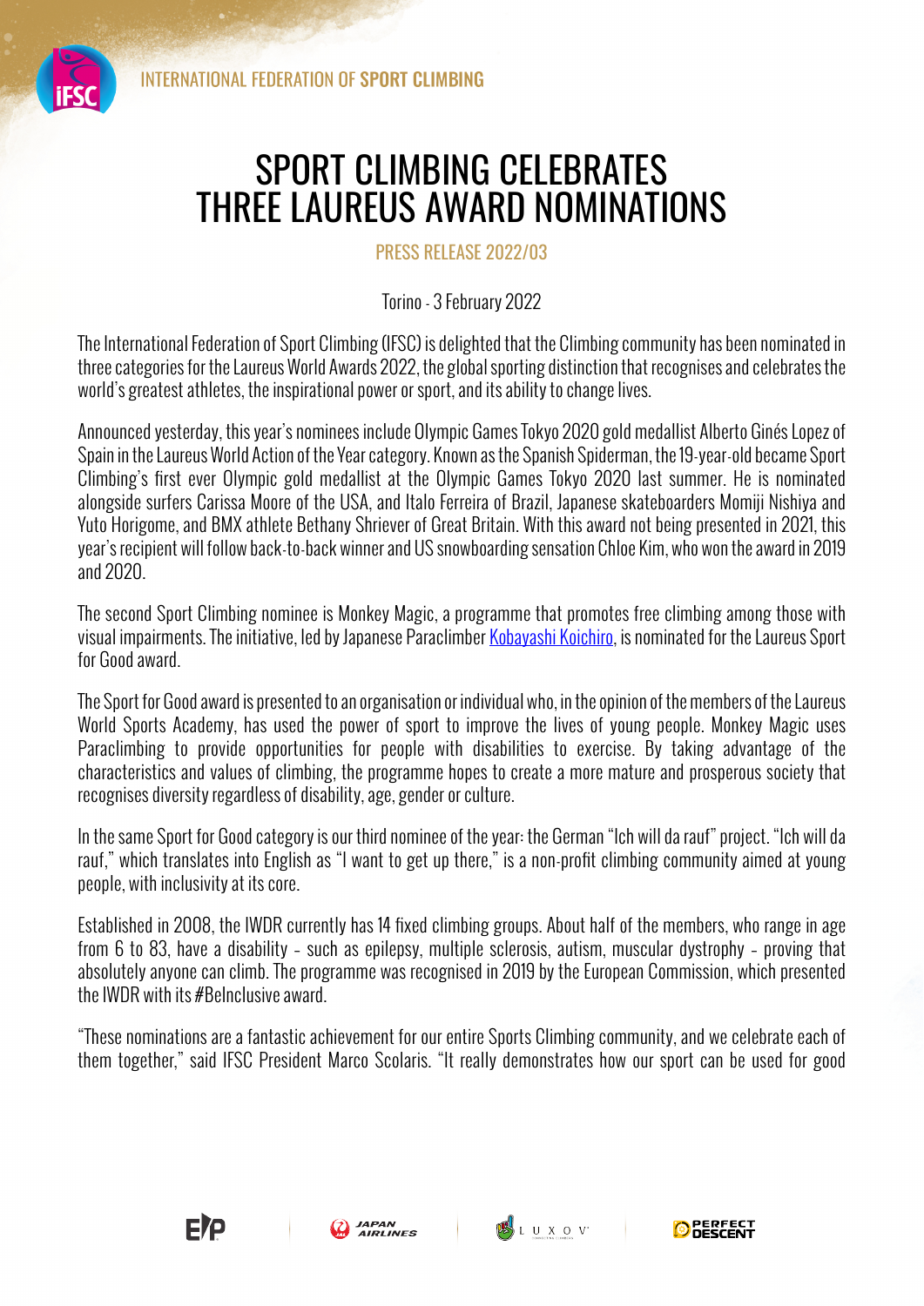INTERNATIONAL FEDERATION OF **SPORT CLIMBING**

# SPORT CLIMBING CELEBRATES THREE LAUREUS AWARD NOMINATIONS

PRESS RELEASE 2022/03

Torino - 3 February 2022

The International Federation of Sport Climbing (IFSC) is delighted that the Climbing community has been nominated in three categories for the Laureus World Awards 2022, the global sporting distinction that recognises and celebrates the world's greatest athletes, the inspirational power or sport, and its ability to change lives.

Announced yesterday, this year's nominees include Olympic Games Tokyo 2020 gold medallist Alberto Ginés Lopez of Spain in the Laureus World Action of the Year category. Known as the Spanish Spiderman, the 19-year-old became Sport Climbing's first ever Olympic gold medallist at the Olympic Games Tokyo 2020 last summer. He is nominated alongside surfers Carissa Moore of the USA, and Italo Ferreira of Brazil, Japanese skateboarders Momiji Nishiya and Yuto Horigome, and BMX athlete Bethany Shriever of Great Britain. With this award not being presented in 2021, this year's recipient will follow back-to-back winner and US snowboarding sensation Chloe Kim, who won the award in 2019 and 2020.

The second Sport Climbing nominee is Monkey Magic, a programme that promotes free climbing among those with visual impairments. The initiative, led by Japanese Paraclimber Kobayashi Koichiro, is nominated for the Laureus Sport for Good award.

The Sport for Good award is presented to an organisation or individual who, in the opinion of the members of the Laureus World Sports Academy, has used the power of sport to improve the lives of young people. Monkey Magic uses Paraclimbing to provide opportunities for people with disabilities to exercise. By taking advantage of the characteristics and values of climbing, the programme hopes to create a more mature and prosperous society that recognises diversity regardless of disability, age, gender or culture.

In the same Sport for Good category is our third nominee of the year: the German "Ich will da rauf" project. "Ich will da rauf," which translates into English as "I want to get up there," is a non-profit climbing community aimed at young people, with inclusivity at its core.

Established in 2008, the IWDR currently has 14 fixed climbing groups. About half of the members, who range in age from 6 to 83, have a disability – such as epilepsy, multiple sclerosis, autism, muscular dystrophy – proving that absolutely anyone can climb. The programme was recognised in 2019 by the European Commission, which presented the IWDR with its #BeInclusive award.

"These nominations are a fantastic achievement for our entire Sports Climbing community, and we celebrate each of them together," said IFSC President Marco Scolaris. "It really demonstrates how our sport can be used for good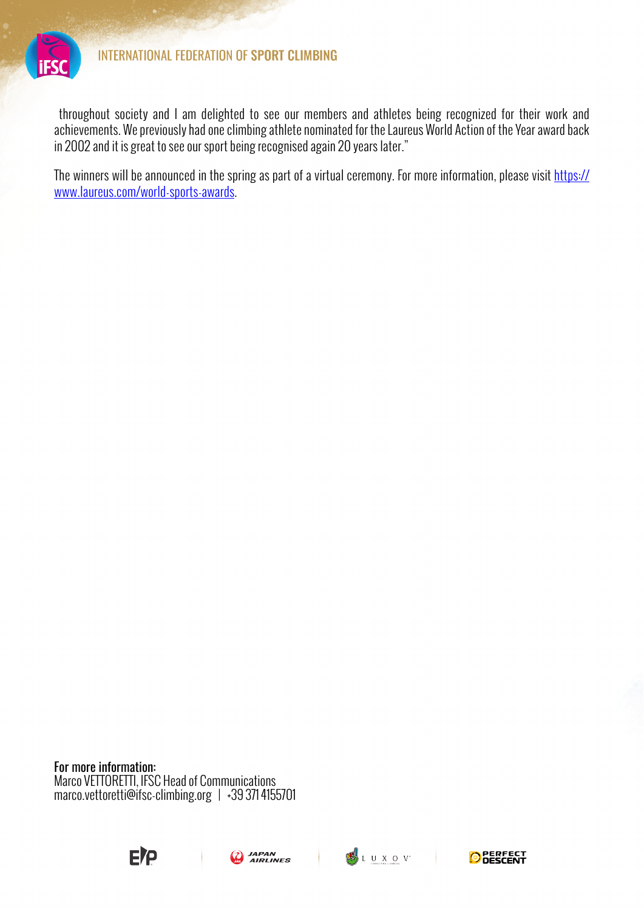throughout society and I am delighted to see our members and athletes being recognized for their work and achievements. We previously had one climbing athlete nominated for the Laureus World Action of the Year award back in 2002 and it is great to see our sport being recognised again 20 years later."

The winners will be announced in the spring as part of a virtual ceremony. For more information, please visit [https://www.laureus.com/world-sports-awards](https://www.laureus.com/world-sports-awards).

**For more information:**
Marco VETTORETTI, IFSC Head of Communications
marco.vettoretti@ifsc-climbing.org | +39 371 4155701